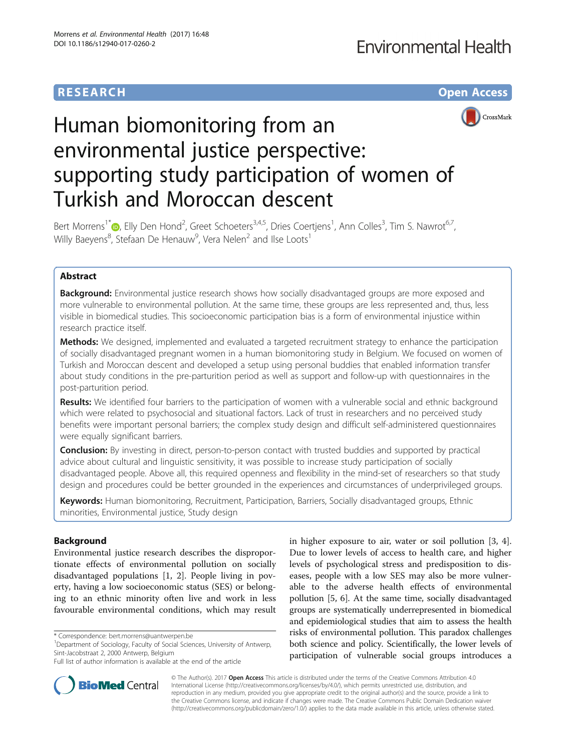**RESEARCH** **Open Access**

# Human biomonitoring from an environmental justice perspective: supporting study participation of women of Turkish and Moroccan descent

Bert Morrens[1*], Elly Den Hond[2], Greet Schoeters[3,4,5], Dries Coertjens[1], Ann Colles[3], Tim S. Nawrot[6,7], Willy Baeyens[8], Stefaan De Henauw[9], Vera Nelen[2] and Ilse Loots[1]

## Abstract

**Background:** Environmental justice research shows how socially disadvantaged groups are more exposed and more vulnerable to environmental pollution. At the same time, these groups are less represented and, thus, less visible in biomedical studies. This socioeconomic participation bias is a form of environmental injustice within research practice itself.

**Methods:** We designed, implemented and evaluated a targeted recruitment strategy to enhance the participation of socially disadvantaged pregnant women in a human biomonitoring study in Belgium. We focused on women of Turkish and Moroccan descent and developed a setup using personal buddies that enabled information transfer about study conditions in the pre-parturition period as well as support and follow-up with questionnaires in the post-parturition period.

**Results:** We identified four barriers to the participation of women with a vulnerable social and ethnic background which were related to psychosocial and situational factors. Lack of trust in researchers and no perceived study benefits were important personal barriers; the complex study design and difficult self-administered questionnaires were equally significant barriers.

**Conclusion:** By investing in direct, person-to-person contact with trusted buddies and supported by practical advice about cultural and linguistic sensitivity, it was possible to increase study participation of socially disadvantaged people. Above all, this required openness and flexibility in the mind-set of researchers so that study design and procedures could be better grounded in the experiences and circumstances of underprivileged groups.

**Keywords:** Human biomonitoring, Recruitment, Participation, Barriers, Socially disadvantaged groups, Ethnic minorities, Environmental justice, Study design

## Background

Environmental justice research describes the disproportionate effects of environmental pollution on socially disadvantaged populations [1, 2]. People living in poverty, having a low socioeconomic status (SES) or belonging to an ethnic minority often live and work in less favourable environmental conditions, which may result in higher exposure to air, water or soil pollution [3, 4]. Due to lower levels of access to health care, and higher levels of psychological stress and predisposition to diseases, people with a low SES may also be more vulnerable to the adverse health effects of environmental pollution [5, 6]. At the same time, socially disadvantaged groups are systematically underrepresented in biomedical and epidemiological studies that aim to assess the health risks of environmental pollution. This paradox challenges both science and policy. Scientifically, the lower levels of participation of vulnerable social groups introduces a

* Correspondence: bert.morrens@uantwerpen.be
[1]Department of Sociology, Faculty of Social Sciences, University of Antwerp, Sint-Jacobstraat 2, 2000 Antwerp, Belgium
Full list of author information is available at the end of the article

© The Author(s). 2017 **Open Access** This article is distributed under the terms of the Creative Commons Attribution 4.0 International License (http://creativecommons.org/licenses/by/4.0/), which permits unrestricted use, distribution, and reproduction in any medium, provided you give appropriate credit to the original author(s) and the source, provide a link to the Creative Commons license, and indicate if changes were made. The Creative Commons Public Domain Dedication waiver (http://creativecommons.org/publicdomain/zero/1.0/) applies to the data made available in this article, unless otherwise stated.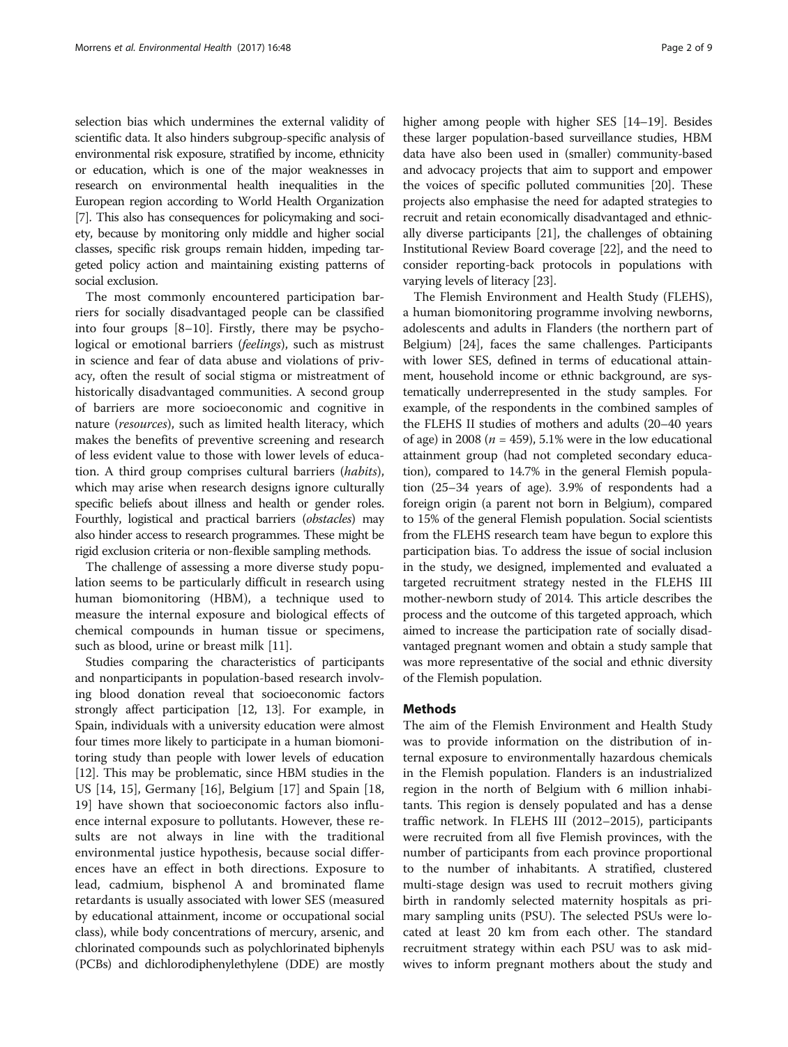selection bias which undermines the external validity of scientific data. It also hinders subgroup-specific analysis of environmental risk exposure, stratified by income, ethnicity or education, which is one of the major weaknesses in research on environmental health inequalities in the European region according to World Health Organization [7]. This also has consequences for policymaking and society, because by monitoring only middle and higher social classes, specific risk groups remain hidden, impeding targeted policy action and maintaining existing patterns of social exclusion.

The most commonly encountered participation barriers for socially disadvantaged people can be classified into four groups [8–10]. Firstly, there may be psychological or emotional barriers (*feelings*), such as mistrust in science and fear of data abuse and violations of privacy, often the result of social stigma or mistreatment of historically disadvantaged communities. A second group of barriers are more socioeconomic and cognitive in nature (*resources*), such as limited health literacy, which makes the benefits of preventive screening and research of less evident value to those with lower levels of education. A third group comprises cultural barriers (*habits*), which may arise when research designs ignore culturally specific beliefs about illness and health or gender roles. Fourthly, logistical and practical barriers (*obstacles*) may also hinder access to research programmes. These might be rigid exclusion criteria or non-flexible sampling methods.

The challenge of assessing a more diverse study population seems to be particularly difficult in research using human biomonitoring (HBM), a technique used to measure the internal exposure and biological effects of chemical compounds in human tissue or specimens, such as blood, urine or breast milk [11].

Studies comparing the characteristics of participants and nonparticipants in population-based research involving blood donation reveal that socioeconomic factors strongly affect participation [12, 13]. For example, in Spain, individuals with a university education were almost four times more likely to participate in a human biomonitoring study than people with lower levels of education [12]. This may be problematic, since HBM studies in the US [14, 15], Germany [16], Belgium [17] and Spain [18, 19] have shown that socioeconomic factors also influence internal exposure to pollutants. However, these results are not always in line with the traditional environmental justice hypothesis, because social differences have an effect in both directions. Exposure to lead, cadmium, bisphenol A and brominated flame retardants is usually associated with lower SES (measured by educational attainment, income or occupational social class), while body concentrations of mercury, arsenic, and chlorinated compounds such as polychlorinated biphenyls (PCBs) and dichlorodiphenylethylene (DDE) are mostly higher among people with higher SES [14–19]. Besides these larger population-based surveillance studies, HBM data have also been used in (smaller) community-based and advocacy projects that aim to support and empower the voices of specific polluted communities [20]. These projects also emphasise the need for adapted strategies to recruit and retain economically disadvantaged and ethnically diverse participants [21], the challenges of obtaining Institutional Review Board coverage [22], and the need to consider reporting-back protocols in populations with varying levels of literacy [23].

The Flemish Environment and Health Study (FLEHS), a human biomonitoring programme involving newborns, adolescents and adults in Flanders (the northern part of Belgium) [24], faces the same challenges. Participants with lower SES, defined in terms of educational attainment, household income or ethnic background, are systematically underrepresented in the study samples. For example, of the respondents in the combined samples of the FLEHS II studies of mothers and adults (20–40 years of age) in 2008 ($n$ = 459), 5.1% were in the low educational attainment group (had not completed secondary education), compared to 14.7% in the general Flemish population (25–34 years of age). 3.9% of respondents had a foreign origin (a parent not born in Belgium), compared to 15% of the general Flemish population. Social scientists from the FLEHS research team have begun to explore this participation bias. To address the issue of social inclusion in the study, we designed, implemented and evaluated a targeted recruitment strategy nested in the FLEHS III mother-newborn study of 2014. This article describes the process and the outcome of this targeted approach, which aimed to increase the participation rate of socially disadvantaged pregnant women and obtain a study sample that was more representative of the social and ethnic diversity of the Flemish population.

## Methods

The aim of the Flemish Environment and Health Study was to provide information on the distribution of internal exposure to environmentally hazardous chemicals in the Flemish population. Flanders is an industrialized region in the north of Belgium with 6 million inhabitants. This region is densely populated and has a dense traffic network. In FLEHS III (2012–2015), participants were recruited from all five Flemish provinces, with the number of participants from each province proportional to the number of inhabitants. A stratified, clustered multi-stage design was used to recruit mothers giving birth in randomly selected maternity hospitals as primary sampling units (PSU). The selected PSUs were located at least 20 km from each other. The standard recruitment strategy within each PSU was to ask midwives to inform pregnant mothers about the study and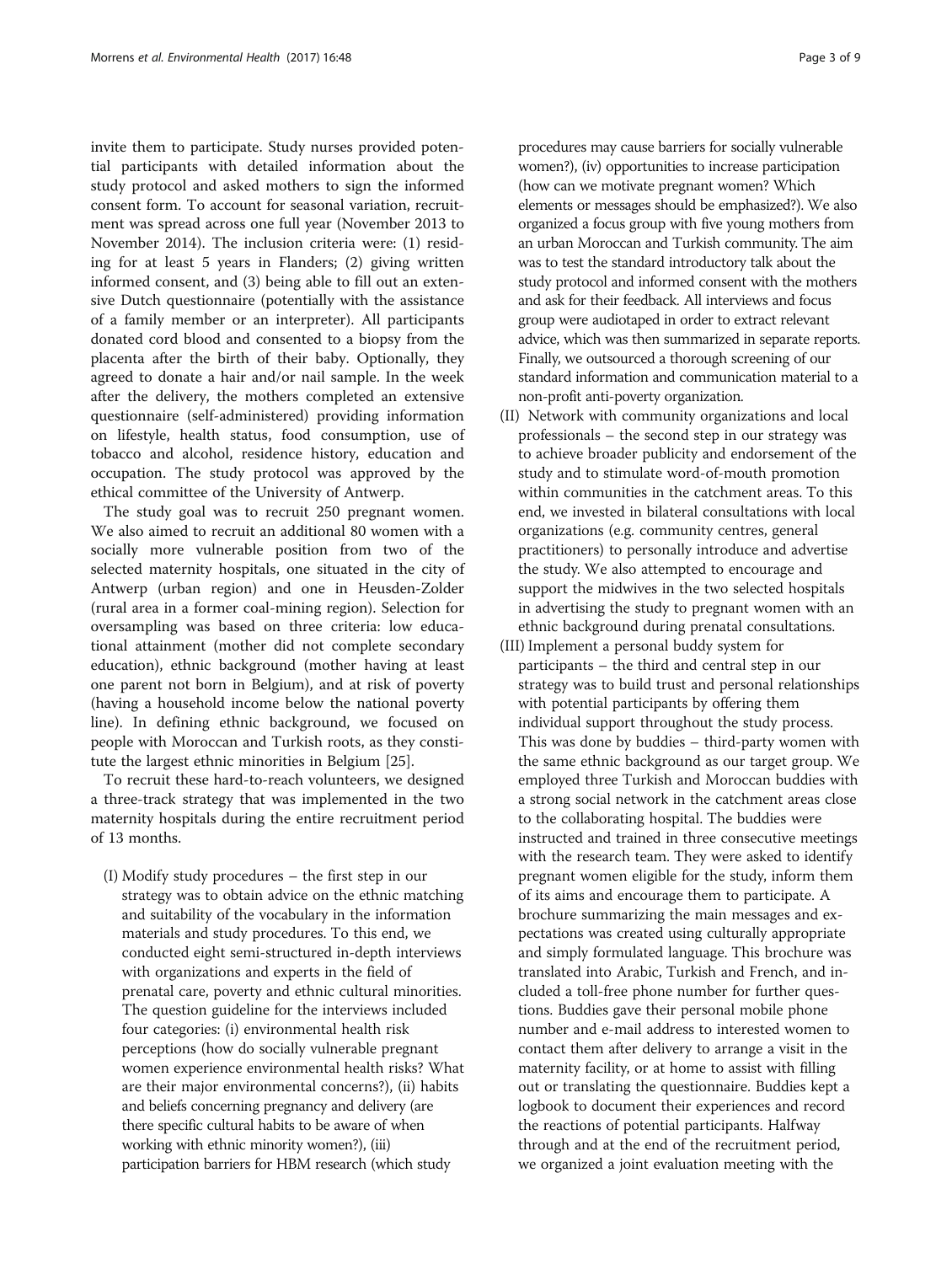invite them to participate. Study nurses provided potential participants with detailed information about the study protocol and asked mothers to sign the informed consent form. To account for seasonal variation, recruitment was spread across one full year (November 2013 to November 2014). The inclusion criteria were: (1) residing for at least 5 years in Flanders; (2) giving written informed consent, and (3) being able to fill out an extensive Dutch questionnaire (potentially with the assistance of a family member or an interpreter). All participants donated cord blood and consented to a biopsy from the placenta after the birth of their baby. Optionally, they agreed to donate a hair and/or nail sample. In the week after the delivery, the mothers completed an extensive questionnaire (self-administered) providing information on lifestyle, health status, food consumption, use of tobacco and alcohol, residence history, education and occupation. The study protocol was approved by the ethical committee of the University of Antwerp.

The study goal was to recruit 250 pregnant women. We also aimed to recruit an additional 80 women with a socially more vulnerable position from two of the selected maternity hospitals, one situated in the city of Antwerp (urban region) and one in Heusden-Zolder (rural area in a former coal-mining region). Selection for oversampling was based on three criteria: low educational attainment (mother did not complete secondary education), ethnic background (mother having at least one parent not born in Belgium), and at risk of poverty (having a household income below the national poverty line). In defining ethnic background, we focused on people with Moroccan and Turkish roots, as they constitute the largest ethnic minorities in Belgium [25].

To recruit these hard-to-reach volunteers, we designed a three-track strategy that was implemented in the two maternity hospitals during the entire recruitment period of 13 months.

(I) Modify study procedures – the first step in our strategy was to obtain advice on the ethnic matching and suitability of the vocabulary in the information materials and study procedures. To this end, we conducted eight semi-structured in-depth interviews with organizations and experts in the field of prenatal care, poverty and ethnic cultural minorities. The question guideline for the interviews included four categories: (i) environmental health risk perceptions (how do socially vulnerable pregnant women experience environmental health risks? What are their major environmental concerns?), (ii) habits and beliefs concerning pregnancy and delivery (are there specific cultural habits to be aware of when working with ethnic minority women?), (iii) participation barriers for HBM research (which study procedures may cause barriers for socially vulnerable women?), (iv) opportunities to increase participation (how can we motivate pregnant women? Which elements or messages should be emphasized?). We also organized a focus group with five young mothers from an urban Moroccan and Turkish community. The aim was to test the standard introductory talk about the study protocol and informed consent with the mothers and ask for their feedback. All interviews and focus group were audiotaped in order to extract relevant advice, which was then summarized in separate reports. Finally, we outsourced a thorough screening of our standard information and communication material to a non-profit anti-poverty organization.

(II) Network with community organizations and local professionals – the second step in our strategy was to achieve broader publicity and endorsement of the study and to stimulate word-of-mouth promotion within communities in the catchment areas. To this end, we invested in bilateral consultations with local organizations (e.g. community centres, general practitioners) to personally introduce and advertise the study. We also attempted to encourage and support the midwives in the two selected hospitals in advertising the study to pregnant women with an ethnic background during prenatal consultations.

(III) Implement a personal buddy system for participants – the third and central step in our strategy was to build trust and personal relationships with potential participants by offering them individual support throughout the study process. This was done by buddies – third-party women with the same ethnic background as our target group. We employed three Turkish and Moroccan buddies with a strong social network in the catchment areas close to the collaborating hospital. The buddies were instructed and trained in three consecutive meetings with the research team. They were asked to identify pregnant women eligible for the study, inform them of its aims and encourage them to participate. A brochure summarizing the main messages and expectations was created using culturally appropriate and simply formulated language. This brochure was translated into Arabic, Turkish and French, and included a toll-free phone number for further questions. Buddies gave their personal mobile phone number and e-mail address to interested women to contact them after delivery to arrange a visit in the maternity facility, or at home to assist with filling out or translating the questionnaire. Buddies kept a logbook to document their experiences and record the reactions of potential participants. Halfway through and at the end of the recruitment period, we organized a joint evaluation meeting with the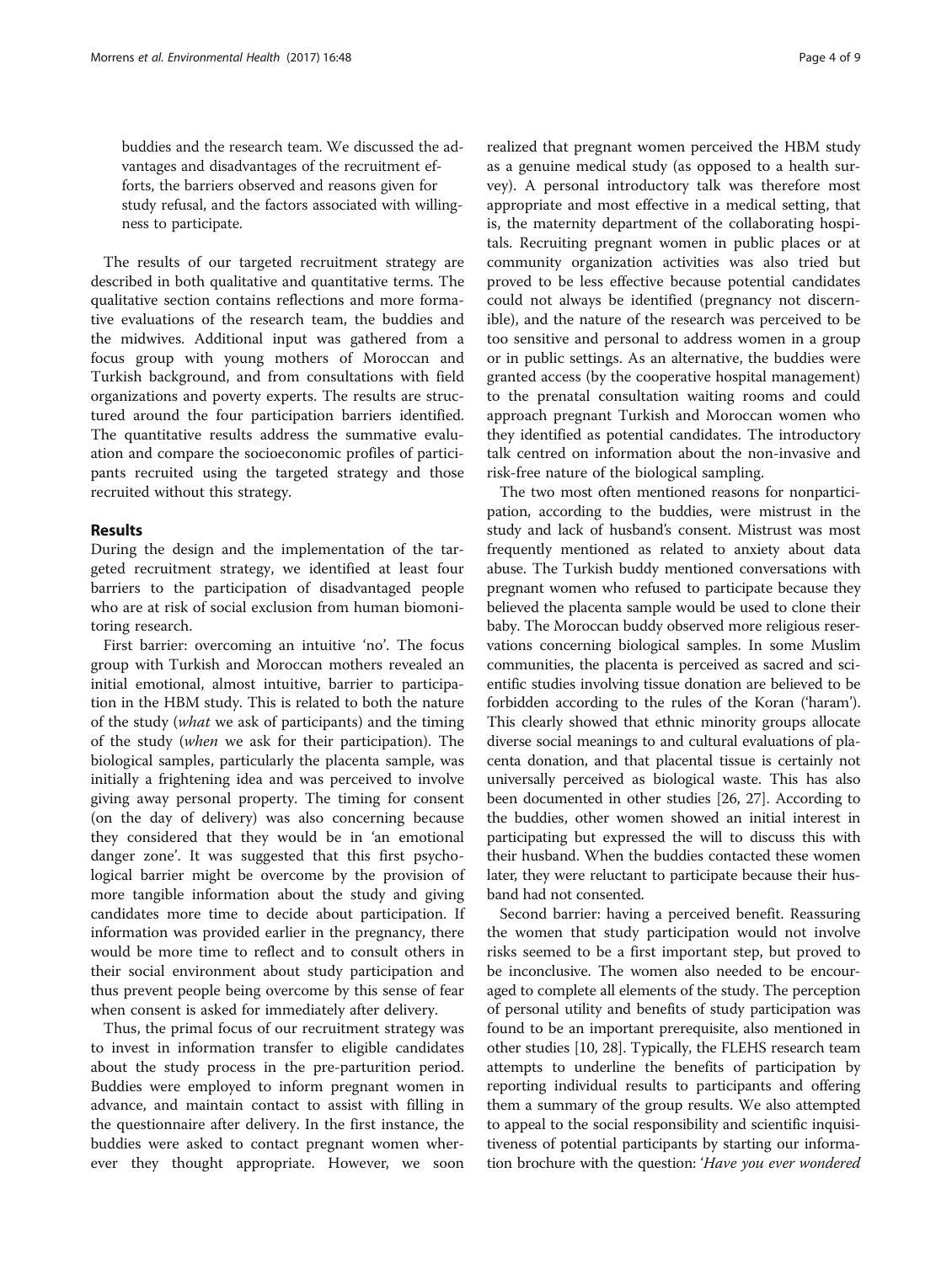buddies and the research team. We discussed the advantages and disadvantages of the recruitment efforts, the barriers observed and reasons given for study refusal, and the factors associated with willingness to participate.

The results of our targeted recruitment strategy are described in both qualitative and quantitative terms. The qualitative section contains reflections and more formative evaluations of the research team, the buddies and the midwives. Additional input was gathered from a focus group with young mothers of Moroccan and Turkish background, and from consultations with field organizations and poverty experts. The results are structured around the four participation barriers identified. The quantitative results address the summative evaluation and compare the socioeconomic profiles of participants recruited using the targeted strategy and those recruited without this strategy.

## Results

During the design and the implementation of the targeted recruitment strategy, we identified at least four barriers to the participation of disadvantaged people who are at risk of social exclusion from human biomonitoring research.

First barrier: overcoming an intuitive 'no'. The focus group with Turkish and Moroccan mothers revealed an initial emotional, almost intuitive, barrier to participation in the HBM study. This is related to both the nature of the study (*what* we ask of participants) and the timing of the study (*when* we ask for their participation). The biological samples, particularly the placenta sample, was initially a frightening idea and was perceived to involve giving away personal property. The timing for consent (on the day of delivery) was also concerning because they considered that they would be in 'an emotional danger zone'. It was suggested that this first psychological barrier might be overcome by the provision of more tangible information about the study and giving candidates more time to decide about participation. If information was provided earlier in the pregnancy, there would be more time to reflect and to consult others in their social environment about study participation and thus prevent people being overcome by this sense of fear when consent is asked for immediately after delivery.

Thus, the primal focus of our recruitment strategy was to invest in information transfer to eligible candidates about the study process in the pre-parturition period. Buddies were employed to inform pregnant women in advance, and maintain contact to assist with filling in the questionnaire after delivery. In the first instance, the buddies were asked to contact pregnant women wherever they thought appropriate. However, we soon realized that pregnant women perceived the HBM study as a genuine medical study (as opposed to a health survey). A personal introductory talk was therefore most appropriate and most effective in a medical setting, that is, the maternity department of the collaborating hospitals. Recruiting pregnant women in public places or at community organization activities was also tried but proved to be less effective because potential candidates could not always be identified (pregnancy not discernible), and the nature of the research was perceived to be too sensitive and personal to address women in a group or in public settings. As an alternative, the buddies were granted access (by the cooperative hospital management) to the prenatal consultation waiting rooms and could approach pregnant Turkish and Moroccan women who they identified as potential candidates. The introductory talk centred on information about the non-invasive and risk-free nature of the biological sampling.

The two most often mentioned reasons for nonparticipation, according to the buddies, were mistrust in the study and lack of husband's consent. Mistrust was most frequently mentioned as related to anxiety about data abuse. The Turkish buddy mentioned conversations with pregnant women who refused to participate because they believed the placenta sample would be used to clone their baby. The Moroccan buddy observed more religious reservations concerning biological samples. In some Muslim communities, the placenta is perceived as sacred and scientific studies involving tissue donation are believed to be forbidden according to the rules of the Koran ('haram'). This clearly showed that ethnic minority groups allocate diverse social meanings to and cultural evaluations of placenta donation, and that placental tissue is certainly not universally perceived as biological waste. This has also been documented in other studies [26, 27]. According to the buddies, other women showed an initial interest in participating but expressed the will to discuss this with their husband. When the buddies contacted these women later, they were reluctant to participate because their husband had not consented.

Second barrier: having a perceived benefit. Reassuring the women that study participation would not involve risks seemed to be a first important step, but proved to be inconclusive. The women also needed to be encouraged to complete all elements of the study. The perception of personal utility and benefits of study participation was found to be an important prerequisite, also mentioned in other studies [10, 28]. Typically, the FLEHS research team attempts to underline the benefits of participation by reporting individual results to participants and offering them a summary of the group results. We also attempted to appeal to the social responsibility and scientific inquisitiveness of potential participants by starting our information brochure with the question: '*Have you ever wondered*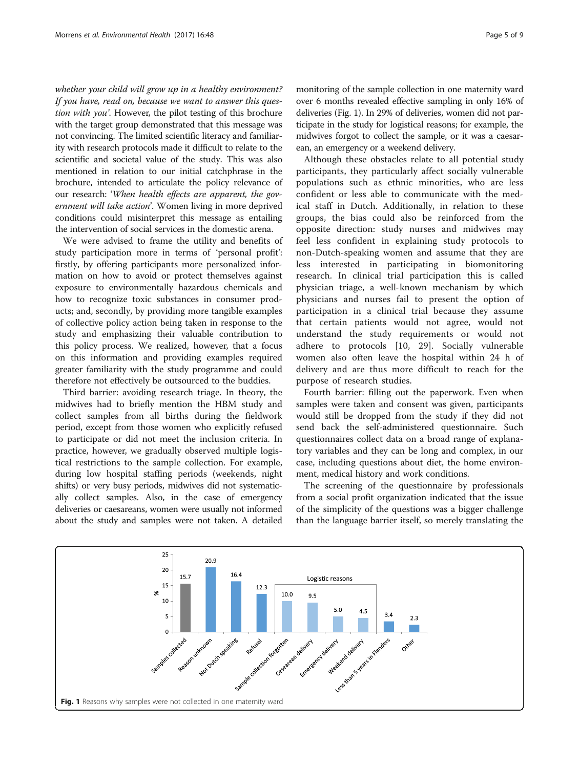*whether your child will grow up in a healthy environment? If you have, read on, because we want to answer this question with you'*. However, the pilot testing of this brochure with the target group demonstrated that this message was not convincing. The limited scientific literacy and familiarity with research protocols made it difficult to relate to the scientific and societal value of the study. This was also mentioned in relation to our initial catchphrase in the brochure, intended to articulate the policy relevance of our research: '*When health effects are apparent, the government will take action*'. Women living in more deprived conditions could misinterpret this message as entailing the intervention of social services in the domestic arena.

We were advised to frame the utility and benefits of study participation more in terms of 'personal profit': firstly, by offering participants more personalized information on how to avoid or protect themselves against exposure to environmentally hazardous chemicals and how to recognize toxic substances in consumer products; and, secondly, by providing more tangible examples of collective policy action being taken in response to the study and emphasizing their valuable contribution to this policy process. We realized, however, that a focus on this information and providing examples required greater familiarity with the study programme and could therefore not effectively be outsourced to the buddies.

Third barrier: avoiding research triage. In theory, the midwives had to briefly mention the HBM study and collect samples from all births during the fieldwork period, except from those women who explicitly refused to participate or did not meet the inclusion criteria. In practice, however, we gradually observed multiple logistical restrictions to the sample collection. For example, during low hospital staffing periods (weekends, night shifts) or very busy periods, midwives did not systematically collect samples. Also, in the case of emergency deliveries or caesareans, women were usually not informed about the study and samples were not taken. A detailed monitoring of the sample collection in one maternity ward over 6 months revealed effective sampling in only 16% of deliveries (Fig. 1). In 29% of deliveries, women did not participate in the study for logistical reasons; for example, the midwives forgot to collect the sample, or it was a caesarean, an emergency or a weekend delivery.

Although these obstacles relate to all potential study participants, they particularly affect socially vulnerable populations such as ethnic minorities, who are less confident or less able to communicate with the medical staff in Dutch. Additionally, in relation to these groups, the bias could also be reinforced from the opposite direction: study nurses and midwives may feel less confident in explaining study protocols to non-Dutch-speaking women and assume that they are less interested in participating in biomonitoring research. In clinical trial participation this is called physician triage, a well-known mechanism by which physicians and nurses fail to present the option of participation in a clinical trial because they assume that certain patients would not agree, would not understand the study requirements or would not adhere to protocols [10, 29]. Socially vulnerable women also often leave the hospital within 24 h of delivery and are thus more difficult to reach for the purpose of research studies.

Fourth barrier: filling out the paperwork. Even when samples were taken and consent was given, participants would still be dropped from the study if they did not send back the self-administered questionnaire. Such questionnaires collect data on a broad range of explanatory variables and they can be long and complex, in our case, including questions about diet, the home environment, medical history and work conditions.

The screening of the questionnaire by professionals from a social profit organization indicated that the issue of the simplicity of the questions was a bigger challenge than the language barrier itself, so merely translating the

| Reason | % |
|---|---|
| Samples collected | 15.7 |
| Reason unknown | 20.9 |
| Not Dutch speaking | 16.4 |
| Refusal | 12.3 |
| Sample collection forgotten (Logistic reasons) | 10.0 |
| Cesearean delivery (Logistic reasons) | 9.5 |
| Emergency delivery (Logistic reasons) | 5.0 |
| Weekend delivery (Logistic reasons) | 4.5 |
| Less than 5 years in Flanders | 3.4 |
| Other | 2.3 |

**Fig. 1** Reasons why samples were not collected in one maternity ward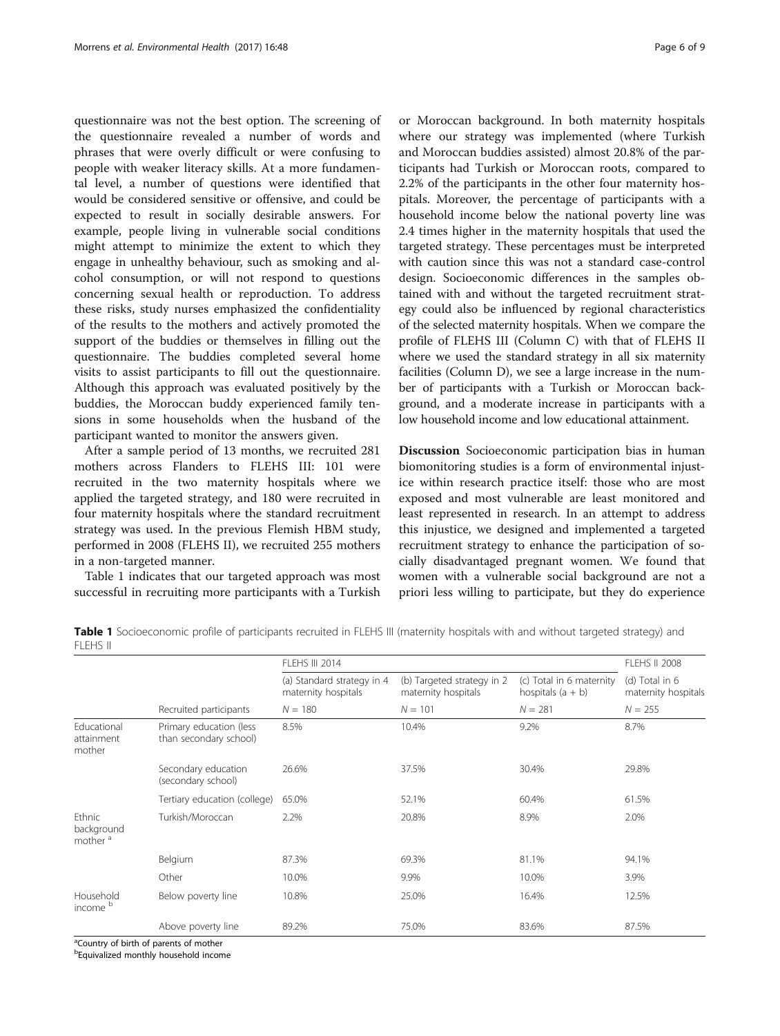questionnaire was not the best option. The screening of the questionnaire revealed a number of words and phrases that were overly difficult or were confusing to people with weaker literacy skills. At a more fundamental level, a number of questions were identified that would be considered sensitive or offensive, and could be expected to result in socially desirable answers. For example, people living in vulnerable social conditions might attempt to minimize the extent to which they engage in unhealthy behaviour, such as smoking and alcohol consumption, or will not respond to questions concerning sexual health or reproduction. To address these risks, study nurses emphasized the confidentiality of the results to the mothers and actively promoted the support of the buddies or themselves in filling out the questionnaire. The buddies completed several home visits to assist participants to fill out the questionnaire. Although this approach was evaluated positively by the buddies, the Moroccan buddy experienced family tensions in some households when the husband of the participant wanted to monitor the answers given.

After a sample period of 13 months, we recruited 281 mothers across Flanders to FLEHS III: 101 were recruited in the two maternity hospitals where we applied the targeted strategy, and 180 were recruited in four maternity hospitals where the standard recruitment strategy was used. In the previous Flemish HBM study, performed in 2008 (FLEHS II), we recruited 255 mothers in a non-targeted manner.

Table 1 indicates that our targeted approach was most successful in recruiting more participants with a Turkish or Moroccan background. In both maternity hospitals where our strategy was implemented (where Turkish and Moroccan buddies assisted) almost 20.8% of the participants had Turkish or Moroccan roots, compared to 2.2% of the participants in the other four maternity hospitals. Moreover, the percentage of participants with a household income below the national poverty line was 2.4 times higher in the maternity hospitals that used the targeted strategy. These percentages must be interpreted with caution since this was not a standard case-control design. Socioeconomic differences in the samples obtained with and without the targeted recruitment strategy could also be influenced by regional characteristics of the selected maternity hospitals. When we compare the profile of FLEHS III (Column C) with that of FLEHS II where we used the standard strategy in all six maternity facilities (Column D), we see a large increase in the number of participants with a Turkish or Moroccan background, and a moderate increase in participants with a low household income and low educational attainment.

**Discussion** Socioeconomic participation bias in human biomonitoring studies is a form of environmental injustice within research practice itself: those who are most exposed and most vulnerable are least monitored and least represented in research. In an attempt to address this injustice, we designed and implemented a targeted recruitment strategy to enhance the participation of socially disadvantaged pregnant women. We found that women with a vulnerable social background are not a priori less willing to participate, but they do experience

**Table 1** Socioeconomic profile of participants recruited in FLEHS III (maternity hospitals with and without targeted strategy) and FLEHS II

| | | FLEHS III 2014 | | | FLEHS II 2008 |
|---|---|---|---|---|---|
| | | (a) Standard strategy in 4 maternity hospitals | (b) Targeted strategy in 2 maternity hospitals | (c) Total in 6 maternity hospitals (a + b) | (d) Total in 6 maternity hospitals |
| | Recruited participants | N = 180 | N = 101 | N = 281 | N = 255 |
| Educational attainment mother | Primary education (less than secondary school) | 8.5% | 10.4% | 9.2% | 8.7% |
| | Secondary education (secondary school) | 26.6% | 37.5% | 30.4% | 29.8% |
| | Tertiary education (college) | 65.0% | 52.1% | 60.4% | 61.5% |
| Ethnic background mother [a] | Turkish/Moroccan | 2.2% | 20.8% | 8.9% | 2.0% |
| | Belgium | 87.3% | 69.3% | 81.1% | 94.1% |
| | Other | 10.0% | 9.9% | 10.0% | 3.9% |
| Household income [b] | Below poverty line | 10.8% | 25.0% | 16.4% | 12.5% |
| | Above poverty line | 89.2% | 75.0% | 83.6% | 87.5% |

[a]Country of birth of parents of mother
[b]Equivalized monthly household income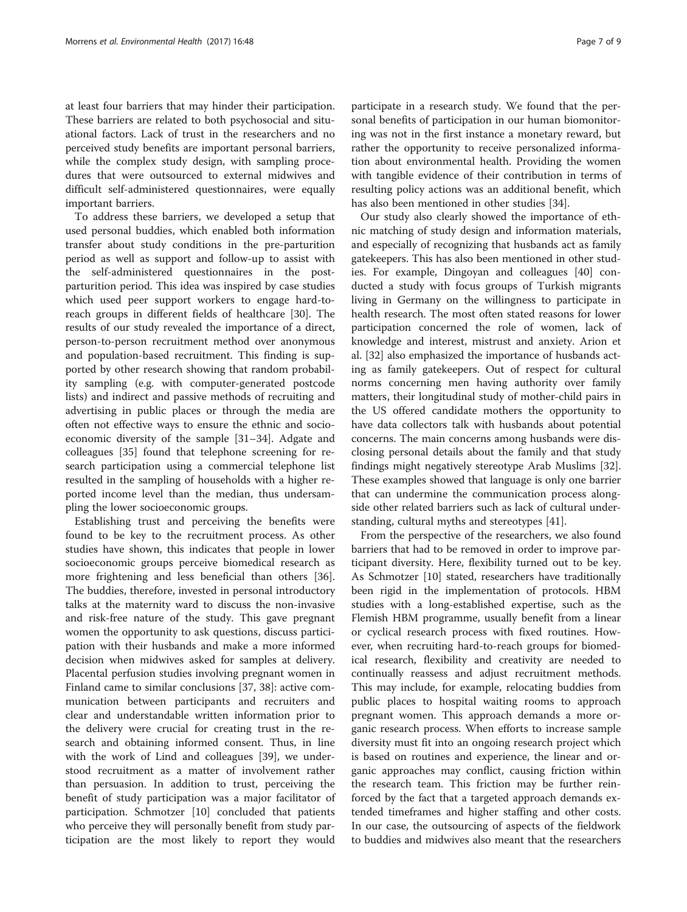at least four barriers that may hinder their participation. These barriers are related to both psychosocial and situational factors. Lack of trust in the researchers and no perceived study benefits are important personal barriers, while the complex study design, with sampling procedures that were outsourced to external midwives and difficult self-administered questionnaires, were equally important barriers.

To address these barriers, we developed a setup that used personal buddies, which enabled both information transfer about study conditions in the pre-parturition period as well as support and follow-up to assist with the self-administered questionnaires in the post-parturition period. This idea was inspired by case studies which used peer support workers to engage hard-to-reach groups in different fields of healthcare [30]. The results of our study revealed the importance of a direct, person-to-person recruitment method over anonymous and population-based recruitment. This finding is supported by other research showing that random probability sampling (e.g. with computer-generated postcode lists) and indirect and passive methods of recruiting and advertising in public places or through the media are often not effective ways to ensure the ethnic and socioeconomic diversity of the sample [31–34]. Adgate and colleagues [35] found that telephone screening for research participation using a commercial telephone list resulted in the sampling of households with a higher reported income level than the median, thus undersampling the lower socioeconomic groups.

Establishing trust and perceiving the benefits were found to be key to the recruitment process. As other studies have shown, this indicates that people in lower socioeconomic groups perceive biomedical research as more frightening and less beneficial than others [36]. The buddies, therefore, invested in personal introductory talks at the maternity ward to discuss the non-invasive and risk-free nature of the study. This gave pregnant women the opportunity to ask questions, discuss participation with their husbands and make a more informed decision when midwives asked for samples at delivery. Placental perfusion studies involving pregnant women in Finland came to similar conclusions [37, 38]: active communication between participants and recruiters and clear and understandable written information prior to the delivery were crucial for creating trust in the research and obtaining informed consent. Thus, in line with the work of Lind and colleagues [39], we understood recruitment as a matter of involvement rather than persuasion. In addition to trust, perceiving the benefit of study participation was a major facilitator of participation. Schmotzer [10] concluded that patients who perceive they will personally benefit from study participation are the most likely to report they would participate in a research study. We found that the personal benefits of participation in our human biomonitoring was not in the first instance a monetary reward, but rather the opportunity to receive personalized information about environmental health. Providing the women with tangible evidence of their contribution in terms of resulting policy actions was an additional benefit, which has also been mentioned in other studies [34].

Our study also clearly showed the importance of ethnic matching of study design and information materials, and especially of recognizing that husbands act as family gatekeepers. This has also been mentioned in other studies. For example, Dingoyan and colleagues [40] conducted a study with focus groups of Turkish migrants living in Germany on the willingness to participate in health research. The most often stated reasons for lower participation concerned the role of women, lack of knowledge and interest, mistrust and anxiety. Arion et al. [32] also emphasized the importance of husbands acting as family gatekeepers. Out of respect for cultural norms concerning men having authority over family matters, their longitudinal study of mother-child pairs in the US offered candidate mothers the opportunity to have data collectors talk with husbands about potential concerns. The main concerns among husbands were disclosing personal details about the family and that study findings might negatively stereotype Arab Muslims [32]. These examples showed that language is only one barrier that can undermine the communication process alongside other related barriers such as lack of cultural understanding, cultural myths and stereotypes [41].

From the perspective of the researchers, we also found barriers that had to be removed in order to improve participant diversity. Here, flexibility turned out to be key. As Schmotzer [10] stated, researchers have traditionally been rigid in the implementation of protocols. HBM studies with a long-established expertise, such as the Flemish HBM programme, usually benefit from a linear or cyclical research process with fixed routines. However, when recruiting hard-to-reach groups for biomedical research, flexibility and creativity are needed to continually reassess and adjust recruitment methods. This may include, for example, relocating buddies from public places to hospital waiting rooms to approach pregnant women. This approach demands a more organic research process. When efforts to increase sample diversity must fit into an ongoing research project which is based on routines and experience, the linear and organic approaches may conflict, causing friction within the research team. This friction may be further reinforced by the fact that a targeted approach demands extended timeframes and higher staffing and other costs. In our case, the outsourcing of aspects of the fieldwork to buddies and midwives also meant that the researchers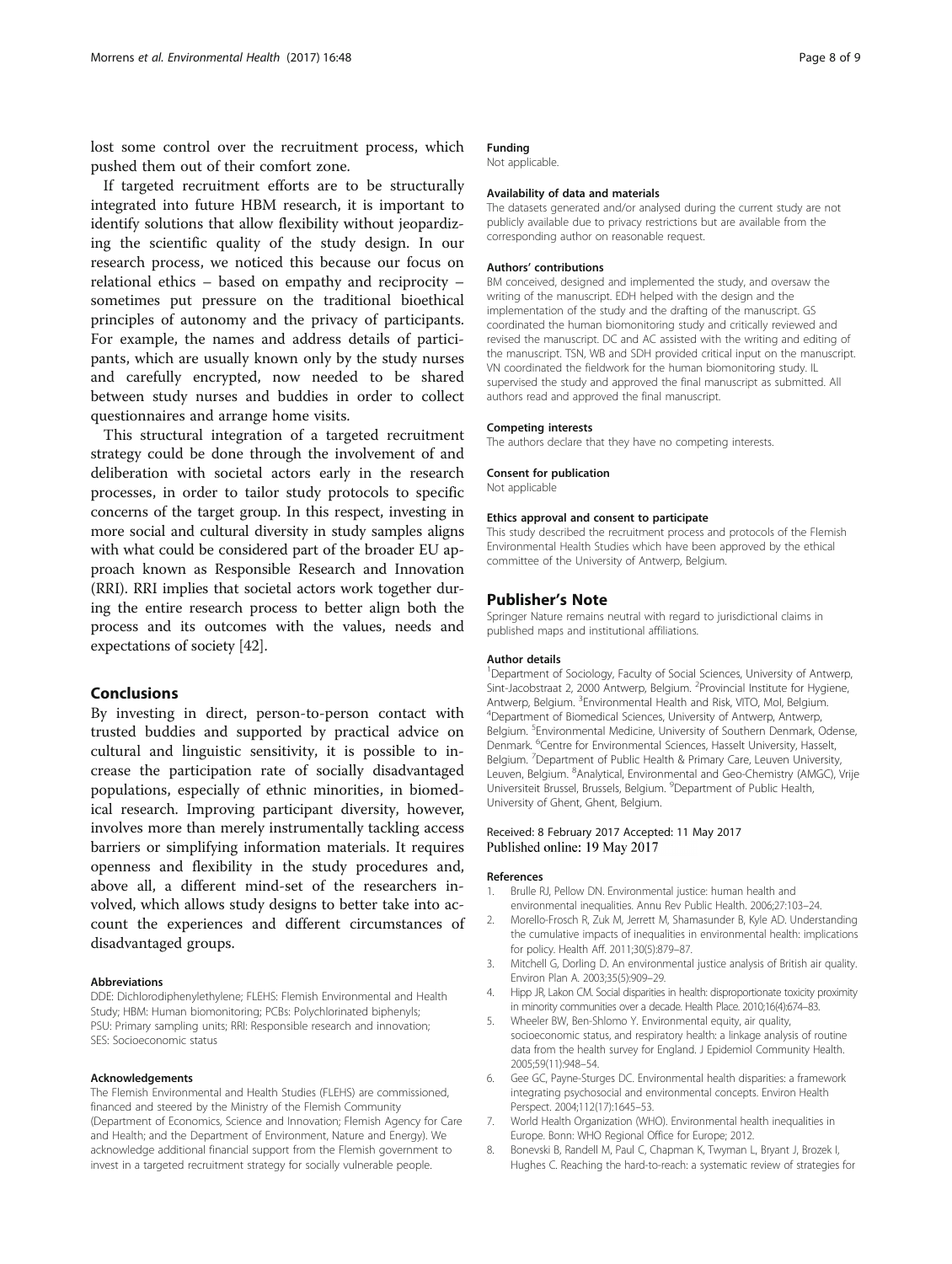lost some control over the recruitment process, which pushed them out of their comfort zone.

If targeted recruitment efforts are to be structurally integrated into future HBM research, it is important to identify solutions that allow flexibility without jeopardizing the scientific quality of the study design. In our research process, we noticed this because our focus on relational ethics – based on empathy and reciprocity – sometimes put pressure on the traditional bioethical principles of autonomy and the privacy of participants. For example, the names and address details of participants, which are usually known only by the study nurses and carefully encrypted, now needed to be shared between study nurses and buddies in order to collect questionnaires and arrange home visits.

This structural integration of a targeted recruitment strategy could be done through the involvement of and deliberation with societal actors early in the research processes, in order to tailor study protocols to specific concerns of the target group. In this respect, investing in more social and cultural diversity in study samples aligns with what could be considered part of the broader EU approach known as Responsible Research and Innovation (RRI). RRI implies that societal actors work together during the entire research process to better align both the process and its outcomes with the values, needs and expectations of society [42].

## Conclusions

By investing in direct, person-to-person contact with trusted buddies and supported by practical advice on cultural and linguistic sensitivity, it is possible to increase the participation rate of socially disadvantaged populations, especially of ethnic minorities, in biomedical research. Improving participant diversity, however, involves more than merely instrumentally tackling access barriers or simplifying information materials. It requires openness and flexibility in the study procedures and, above all, a different mind-set of the researchers involved, which allows study designs to better take into account the experiences and different circumstances of disadvantaged groups.

#### Abbreviations

DDE: Dichlorodiphenylethylene; FLEHS: Flemish Environmental and Health Study; HBM: Human biomonitoring; PCBs: Polychlorinated biphenyls; PSU: Primary sampling units; RRI: Responsible research and innovation; SES: Socioeconomic status

#### Acknowledgements

The Flemish Environmental and Health Studies (FLEHS) are commissioned, financed and steered by the Ministry of the Flemish Community (Department of Economics, Science and Innovation; Flemish Agency for Care and Health; and the Department of Environment, Nature and Energy). We acknowledge additional financial support from the Flemish government to invest in a targeted recruitment strategy for socially vulnerable people.

#### Funding

Not applicable.

#### Availability of data and materials

The datasets generated and/or analysed during the current study are not publicly available due to privacy restrictions but are available from the corresponding author on reasonable request.

#### Authors' contributions

BM conceived, designed and implemented the study, and oversaw the writing of the manuscript. EDH helped with the design and the implementation of the study and the drafting of the manuscript. GS coordinated the human biomonitoring study and critically reviewed and revised the manuscript. DC and AC assisted with the writing and editing of the manuscript. TSN, WB and SDH provided critical input on the manuscript. VN coordinated the fieldwork for the human biomonitoring study. IL supervised the study and approved the final manuscript as submitted. All authors read and approved the final manuscript.

#### Competing interests

The authors declare that they have no competing interests.

#### Consent for publication

Not applicable

#### Ethics approval and consent to participate

This study described the recruitment process and protocols of the Flemish Environmental Health Studies which have been approved by the ethical committee of the University of Antwerp, Belgium.

## Publisher's Note

Springer Nature remains neutral with regard to jurisdictional claims in published maps and institutional affiliations.

#### Author details

[1]Department of Sociology, Faculty of Social Sciences, University of Antwerp, Sint-Jacobstraat 2, 2000 Antwerp, Belgium. [2]Provincial Institute for Hygiene, Antwerp, Belgium. [3]Environmental Health and Risk, VITO, Mol, Belgium. [4]Department of Biomedical Sciences, University of Antwerp, Antwerp, Belgium. [5]Environmental Medicine, University of Southern Denmark, Odense, Denmark. [6]Centre for Environmental Sciences, Hasselt University, Hasselt, Belgium. [7]Department of Public Health & Primary Care, Leuven University, Leuven, Belgium. [8]Analytical, Environmental and Geo-Chemistry (AMGC), Vrije Universiteit Brussel, Brussels, Belgium. [9]Department of Public Health, University of Ghent, Ghent, Belgium.

Received: 8 February 2017 Accepted: 11 May 2017
Published online: 19 May 2017

#### References

1. Brulle RJ, Pellow DN. Environmental justice: human health and environmental inequalities. Annu Rev Public Health. 2006;27:103–24.
2. Morello-Frosch R, Zuk M, Jerrett M, Shamasunder B, Kyle AD. Understanding the cumulative impacts of inequalities in environmental health: implications for policy. Health Aff. 2011;30(5):879–87.
3. Mitchell G, Dorling D. An environmental justice analysis of British air quality. Environ Plan A. 2003;35(5):909–29.
4. Hipp JR, Lakon CM. Social disparities in health: disproportionate toxicity proximity in minority communities over a decade. Health Place. 2010;16(4):674–83.
5. Wheeler BW, Ben-Shlomo Y. Environmental equity, air quality, socioeconomic status, and respiratory health: a linkage analysis of routine data from the health survey for England. J Epidemiol Community Health. 2005;59(11):948–54.
6. Gee GC, Payne-Sturges DC. Environmental health disparities: a framework integrating psychosocial and environmental concepts. Environ Health Perspect. 2004;112(17):1645–53.
7. World Health Organization (WHO). Environmental health inequalities in Europe. Bonn: WHO Regional Office for Europe; 2012.
8. Bonevski B, Randell M, Paul C, Chapman K, Twyman L, Bryant J, Brozek I, Hughes C. Reaching the hard-to-reach: a systematic review of strategies for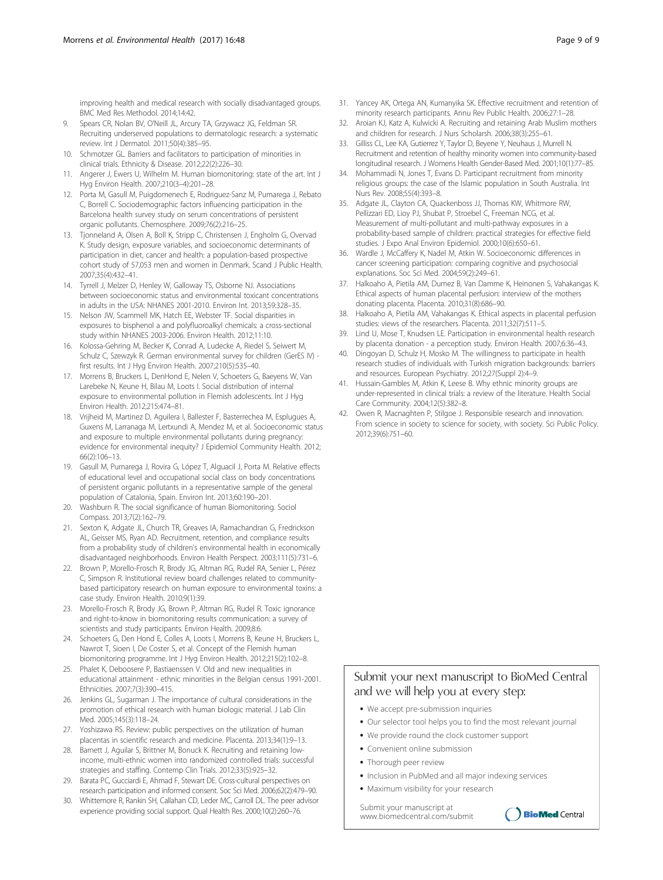improving health and medical research with socially disadvantaged groups. BMC Med Res Methodol. 2014;14:42.

9. Spears CR, Nolan BV, O'Neill JL, Arcury TA, Grzywacz JG, Feldman SR. Recruiting underserved populations to dermatologic research: a systematic review. Int J Dermatol. 2011;50(4):385–95.
10. Schmotzer GL. Barriers and facilitators to participation of minorities in clinical trials. Ethnicity & Disease. 2012;22(2):226–30.
11. Angerer J, Ewers U, Wilhelm M. Human biomonitoring: state of the art. Int J Hyg Environ Health. 2007;210(3–4):201–28.
12. Porta M, Gasull M, Puigdomenech E, Rodriguez-Sanz M, Pumarega J, Rebato C, Borrell C. Sociodemographic factors influencing participation in the Barcelona health survey study on serum concentrations of persistent organic pollutants. Chemosphere. 2009;76(2):216–25.
13. Tjonneland A, Olsen A, Boll K, Stripp C, Christensen J, Engholm G, Overvad K. Study design, exposure variables, and socioeconomic determinants of participation in diet, cancer and health: a population-based prospective cohort study of 57,053 men and women in Denmark. Scand J Public Health. 2007;35(4):432–41.
14. Tyrrell J, Melzer D, Henley W, Galloway TS, Osborne NJ. Associations between socioeconomic status and environmental toxicant concentrations in adults in the USA: NHANES 2001-2010. Environ Int. 2013;59:328–35.
15. Nelson JW, Scammell MK, Hatch EE, Webster TF. Social disparities in exposures to bisphenol a and polyfluoroalkyl chemicals: a cross-sectional study within NHANES 2003-2006. Environ Health. 2012;11:10.
16. Kolossa-Gehring M, Becker K, Conrad A, Ludecke A, Riedel S, Seiwert M, Schulz C, Szewzyk R. German environmental survey for children (GerES IV) - first results. Int J Hyg Environ Health. 2007;210(5):535–40.
17. Morrens B, Bruckers L, DenHond E, Nelen V, Schoeters G, Baeyens W, Van Larebeke N, Keune H, Bilau M, Loots I. Social distribution of internal exposure to environmental pollution in Flemish adolescents. Int J Hyg Environ Health. 2012;215:474–81.
18. Vrijheid M, Martinez D, Aguilera I, Ballester F, Basterrechea M, Esplugues A, Guxens M, Larranaga M, Lertxundi A, Mendez M, et al. Socioeconomic status and exposure to multiple environmental pollutants during pregnancy: evidence for environmental inequity? J Epidemiol Community Health. 2012; 66(2):106–13.
19. Gasull M, Pumarega J, Rovira G, López T, Alguacil J, Porta M. Relative effects of educational level and occupational social class on body concentrations of persistent organic pollutants in a representative sample of the general population of Catalonia, Spain. Environ Int. 2013;60:190–201.
20. Washburn R. The social significance of human Biomonitoring. Sociol Compass. 2013;7(2):162–79.
21. Sexton K, Adgate JL, Church TR, Greaves IA, Ramachandran G, Fredrickson AL, Geisser MS, Ryan AD. Recruitment, retention, and compliance results from a probability study of children's environmental health in economically disadvantaged neighborhoods. Environ Health Perspect. 2003;111(5):731–6.
22. Brown P, Morello-Frosch R, Brody JG, Altman RG, Rudel RA, Senier L, Pérez C, Simpson R. Institutional review board challenges related to community-based participatory research on human exposure to environmental toxins: a case study. Environ Health. 2010;9(1):39.
23. Morello-Frosch R, Brody JG, Brown P, Altman RG, Rudel RA. Toxic ignorance and right-to-know in biomonitoring results communication: a survey of scientists and study participants. Environ Health. 2009;8:6.
24. Schoeters G, Den Hond E, Colles A, Loots I, Morrens B, Keune H, Bruckers L, Nawrot T, Sioen I, De Coster S, et al. Concept of the Flemish human biomonitoring programme. Int J Hyg Environ Health. 2012;215(2):102–8.
25. Phalet K, Deboosere P, Bastiaenssen V. Old and new inequalities in educational attainment - ethnic minorities in the Belgian census 1991-2001. Ethnicities. 2007;7(3):390–415.
26. Jenkins GL, Sugarman J. The importance of cultural considerations in the promotion of ethical research with human biologic material. J Lab Clin Med. 2005;145(3):118–24.
27. Yoshizawa RS. Review: public perspectives on the utilization of human placentas in scientific research and medicine. Placenta. 2013;34(1):9–13.
28. Barnett J, Aguilar S, Brittner M, Bonuck K. Recruiting and retaining low-income, multi-ethnic women into randomized controlled trials: successful strategies and staffing. Contemp Clin Trials. 2012;33(5):925–32.
29. Barata PC, Gucciardi E, Ahmad F, Stewart DE. Cross-cultural perspectives on research participation and informed consent. Soc Sci Med. 2006;62(2):479–90.
30. Whittemore R, Rankin SH, Callahan CD, Leder MC, Carroll DL. The peer advisor experience providing social support. Qual Health Res. 2000;10(2):260–76.
31. Yancey AK, Ortega AN, Kumanyika SK. Effective recruitment and retention of minority research participants. Annu Rev Public Health. 2006;27:1–28.
32. Aroian KJ, Katz A, Kulwicki A. Recruiting and retaining Arab Muslim mothers and children for research. J Nurs Scholarsh. 2006;38(3):255–61.
33. Gilliss CL, Lee KA, Gutierrez Y, Taylor D, Beyene Y, Neuhaus J, Murrell N. Recruitment and retention of healthy minority women into community-based longitudinal research. J Womens Health Gender-Based Med. 2001;10(1):77–85.
34. Mohammadi N, Jones T, Evans D. Participant recruitment from minority religious groups: the case of the Islamic population in South Australia. Int Nurs Rev. 2008;55(4):393–8.
35. Adgate JL, Clayton CA, Quackenboss JJ, Thomas KW, Whitmore RW, Pellizzari ED, Lioy PJ, Shubat P, Stroebel C, Freeman NCG, et al. Measurement of multi-pollutant and multi-pathway exposures in a probability-based sample of children: practical strategies for effective field studies. J Expo Anal Environ Epidemiol. 2000;10(6):650–61.
36. Wardle J, McCaffery K, Nadel M, Atkin W. Socioeconomic differences in cancer screening participation: comparing cognitive and psychosocial explanations. Soc Sci Med. 2004;59(2):249–61.
37. Halkoaho A, Pietila AM, Dumez B, Van Damme K, Heinonen S, Vahakangas K. Ethical aspects of human placental perfusion: interview of the mothers donating placenta. Placenta. 2010;31(8):686–90.
38. Halkoaho A, Pietila AM, Vahakangas K. Ethical aspects in placental perfusion studies: views of the researchers. Placenta. 2011;32(7):511–5.
39. Lind U, Mose T, Knudsen LE. Participation in environmental health research by placenta donation - a perception study. Environ Health. 2007;6:36–43.
40. Dingoyan D, Schulz H, Mosko M. The willingness to participate in health research studies of individuals with Turkish migration backgrounds: barriers and resources. European Psychiatry. 2012;27(Suppl 2):4–9.
41. Hussain-Gambles M, Atkin K, Leese B. Why ethnic minority groups are under-represented in clinical trials: a review of the literature. Health Social Care Community. 2004;12(5):382–8.
42. Owen R, Macnaghten P, Stilgoe J. Responsible research and innovation. From science in society to science for society, with society. Sci Public Policy. 2012;39(6):751–60.

## Submit your next manuscript to BioMed Central and we will help you at every step:

- We accept pre-submission inquiries
- Our selector tool helps you to find the most relevant journal
- We provide round the clock customer support
- Convenient online submission
- Thorough peer review
- Inclusion in PubMed and all major indexing services
- Maximum visibility for your research

Submit your manuscript at
www.biomedcentral.com/submit

BioMed Central